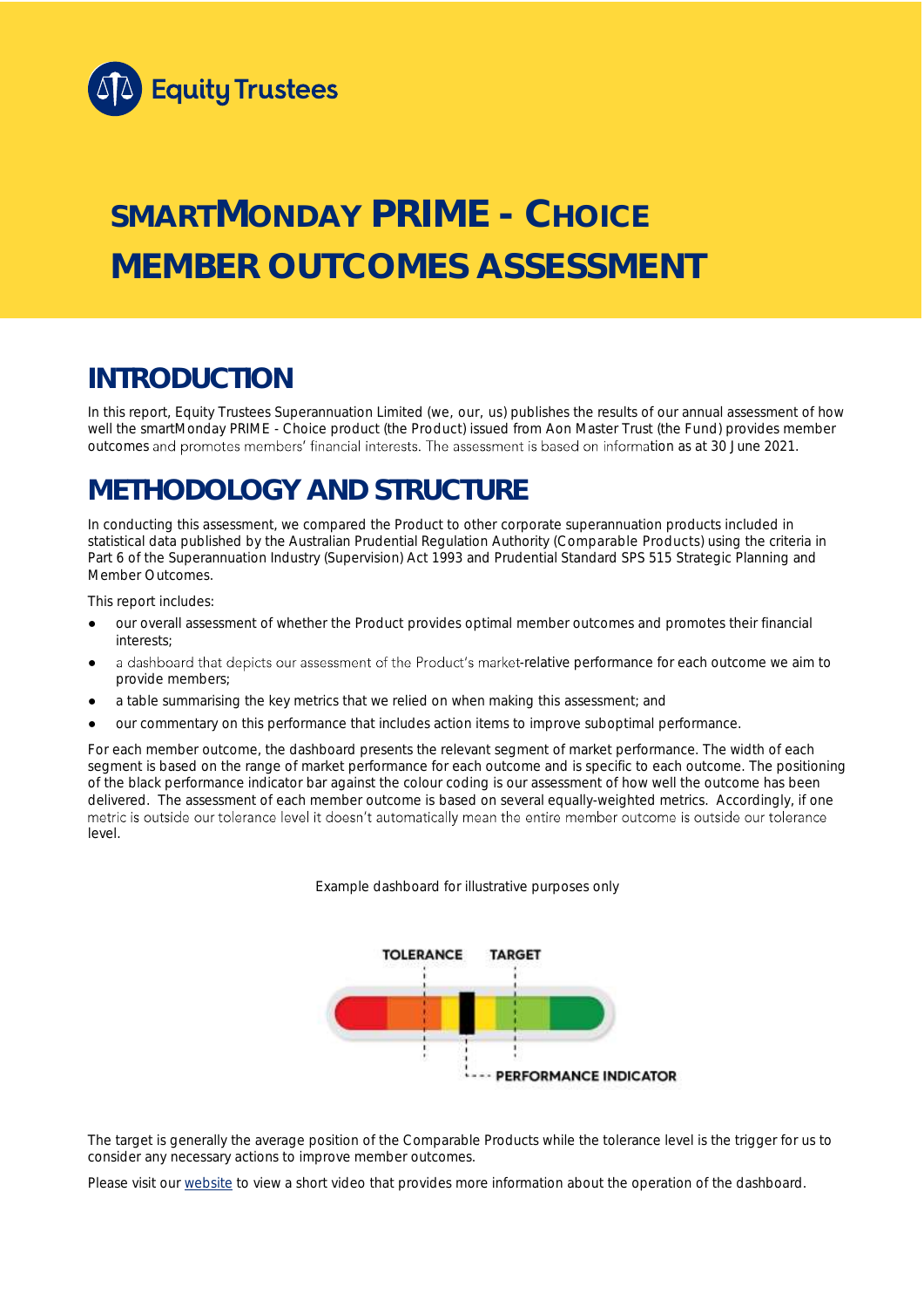Equity Trustees

# SMARTMONDAY PRIME - CHOICE MEMBER OUTCOMES ASSESSMENT

## INTRODUCTION

In this report, Equity Trustees Superannuation Limited (we, our, us) publishes the results of our annual assessment of how well the smartMonday PRIME - Choice product (the Product) issued from Aon Master Trust (the Fund) provides member outcomes and promotes members' financial interests. The assessment is based on information as at 30 June 2021.

## METHODOLOGY AND STRUCTURE

In conducting this assessment, we compared the Product to other corporate superannuation products included in statistical data published by the Australian Prudential Regulation Authority (Comparable Products) using the criteria in Part 6 of the Superannuation Industry (Supervision) Act 1993 and Prudential Standard SPS 515 Strategic Planning and Member Outcomes.

This report includes:

- our overall assessment of whether the Product provides optimal member outcomes and promotes their financial interests;
- a dashboard that depicts our assessment of the Product's market-relative performance for each outcome we aim to provide members;
- a table summarising the key metrics that we relied on when making this assessment; and
- our commentary on this performance that includes action items to improve suboptimal performance.

For each member outcome, the dashboard presents the relevant segment of market performance. The width of each segment is based on the range of market performance for each outcome and is specific to each outcome. The positioning of the black performance indicator bar against the colour coding is our assessment of how well the outcome has been delivered. The assessment of each member outcome is based on several equally-weighted metrics. Accordingly, if one metric is outside our tolerance level it doesn't automatically mean the entire member outcome is outside our tolerance level.

Example dashboard for illustrative purposes only

TOLERANCE TARGET

PERFORMANCE INDICATOR

The target is generally the average position of the Comparable Products while the tolerance level is the trigger for us to consider any necessary actions to improve member outcomes.

Please visit our website to view a short video that provides more information about the operation of the dashboard.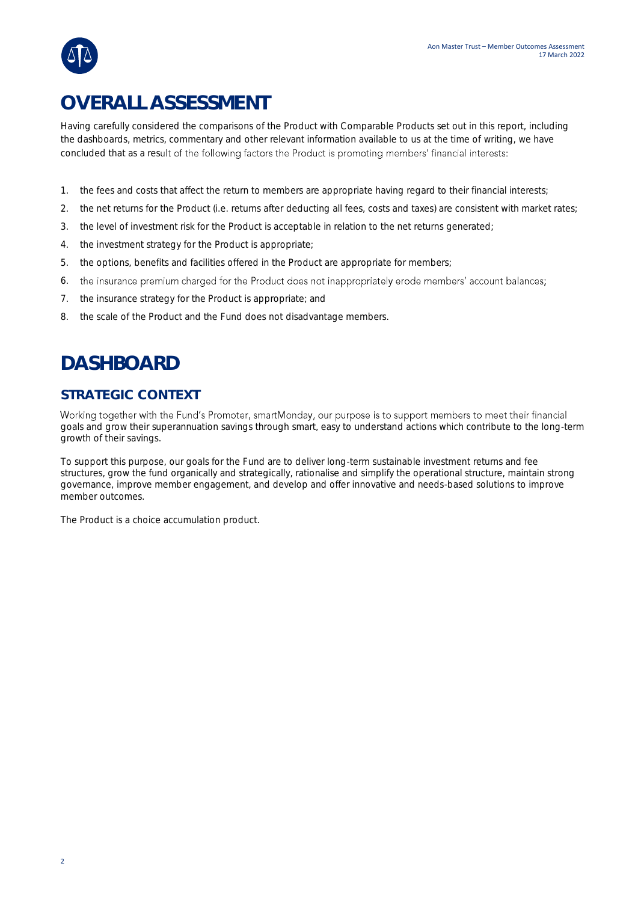# OVERALL ASSESSMENT

Having carefully considered the comparisons of the Product with Comparable Products set out in this report, including the dashboards, metrics, commentary and other relevant information available to us at the time of writing, we have concluded that as a result of the following factors the Product is promoting members' financial interests:

1. the fees and costs that affect the return to members are appropriate having regard to their financial interests;
2. the net returns for the Product (i.e. returns after deducting all fees, costs and taxes) are consistent with market rates;
3. the level of investment risk for the Product is acceptable in relation to the net returns generated;
4. the investment strategy for the Product is appropriate;
5. the options, benefits and facilities offered in the Product are appropriate for members;
6. the insurance premium charged for the Product does not inappropriately erode members' account balances;
7. the insurance strategy for the Product is appropriate; and
8. the scale of the Product and the Fund does not disadvantage members.

# DASHBOARD

## STRATEGIC CONTEXT

Working together with the Fund's Promoter, smartMonday, our purpose is to support members to meet their financial goals and grow their superannuation savings through smart, easy to understand actions which contribute to the long-term growth of their savings.

To support this purpose, our goals for the Fund are to deliver long-term sustainable investment returns and fee structures, grow the fund organically and strategically, rationalise and simplify the operational structure, maintain strong governance, improve member engagement, and develop and offer innovative and needs-based solutions to improve member outcomes.

The Product is a choice accumulation product.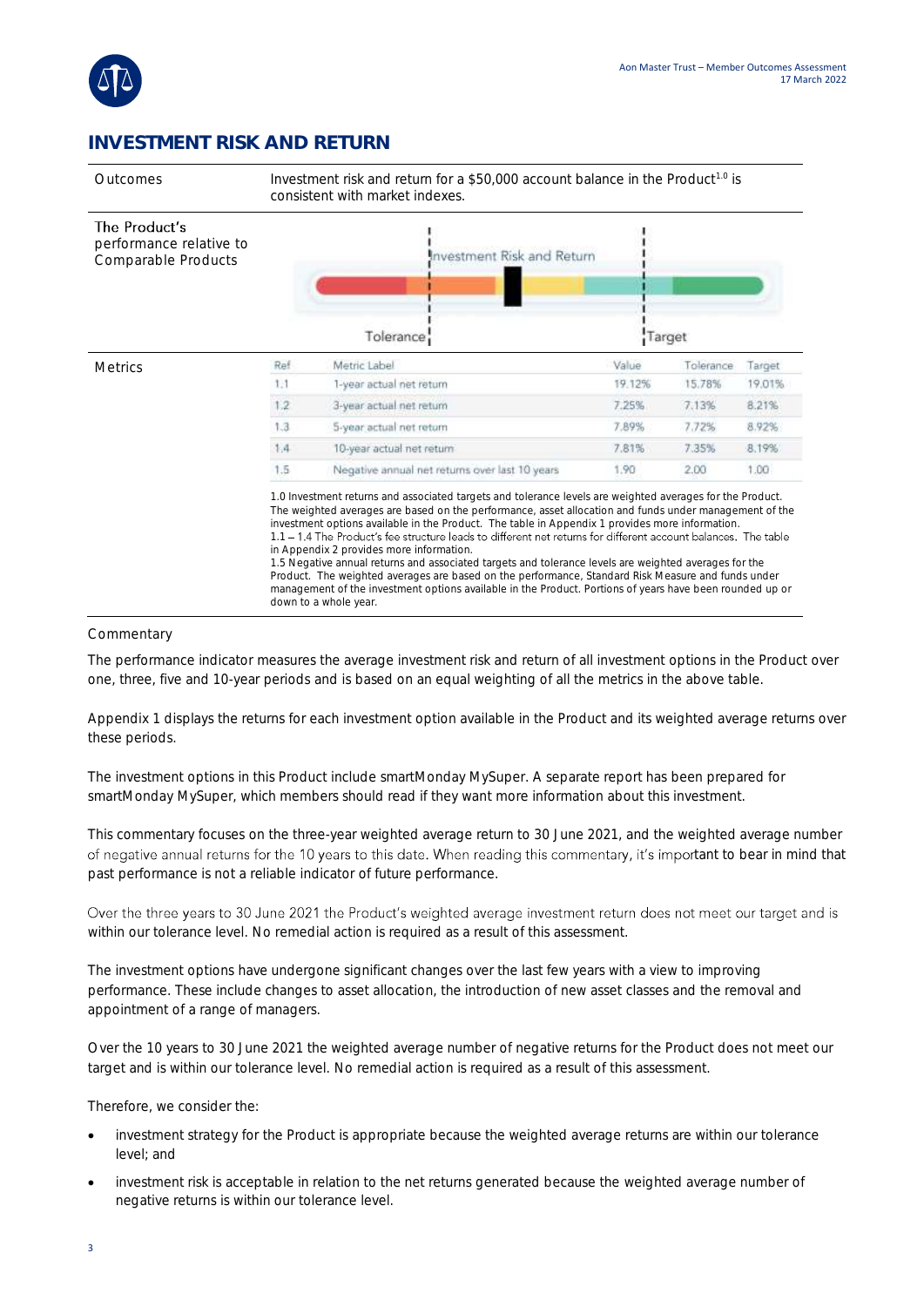## INVESTMENT RISK AND RETURN

| | |
|---|---|
| Outcomes | Investment risk and return for a $50,000 account balance in the Product[1.0] is consistent with market indexes. |
| The Product's performance relative to Comparable Products | Investment Risk and Return (Tolerance / Target) |

**Metrics**

| Ref | Metric Label | Value | Tolerance | Target |
|---|---|---|---|---|
| 1.1 | 1-year actual net return | 19.12% | 15.78% | 19.01% |
| 1.2 | 3-year actual net return | 7.25% | 7.13% | 8.21% |
| 1.3 | 5-year actual net return | 7.89% | 7.72% | 8.92% |
| 1.4 | 10-year actual net return | 7.81% | 7.35% | 8.19% |
| 1.5 | Negative annual net returns over last 10 years | 1.90 | 2.00 | 1.00 |

1.0 Investment returns and associated targets and tolerance levels are weighted averages for the Product. The weighted averages are based on the performance, asset allocation and funds under management of the investment options available in the Product. The table in Appendix 1 provides more information.
1.1 – 1.4 The Product's fee structure leads to different net returns for different account balances. The table in Appendix 2 provides more information.
1.5 Negative annual returns and associated targets and tolerance levels are weighted averages for the Product. The weighted averages are based on the performance, Standard Risk Measure and funds under management of the investment options available in the Product. Portions of years have been rounded up or down to a whole year.

### Commentary

The performance indicator measures the average investment risk and return of all investment options in the Product over one, three, five and 10-year periods and is based on an equal weighting of all the metrics in the above table.

Appendix 1 displays the returns for each investment option available in the Product and its weighted average returns over these periods.

The investment options in this Product include smartMonday MySuper. A separate report has been prepared for smartMonday MySuper, which members should read if they want more information about this investment.

This commentary focuses on the three-year weighted average return to 30 June 2021, and the weighted average number of negative annual returns for the 10 years to this date. When reading this commentary, it's important to bear in mind that past performance is not a reliable indicator of future performance.

Over the three years to 30 June 2021 the Product's weighted average investment return does not meet our target and is within our tolerance level. No remedial action is required as a result of this assessment.

The investment options have undergone significant changes over the last few years with a view to improving performance. These include changes to asset allocation, the introduction of new asset classes and the removal and appointment of a range of managers.

Over the 10 years to 30 June 2021 the weighted average number of negative returns for the Product does not meet our target and is within our tolerance level. No remedial action is required as a result of this assessment.

Therefore, we consider the:

- investment strategy for the Product is appropriate because the weighted average returns are within our tolerance level; and
- investment risk is acceptable in relation to the net returns generated because the weighted average number of negative returns is within our tolerance level.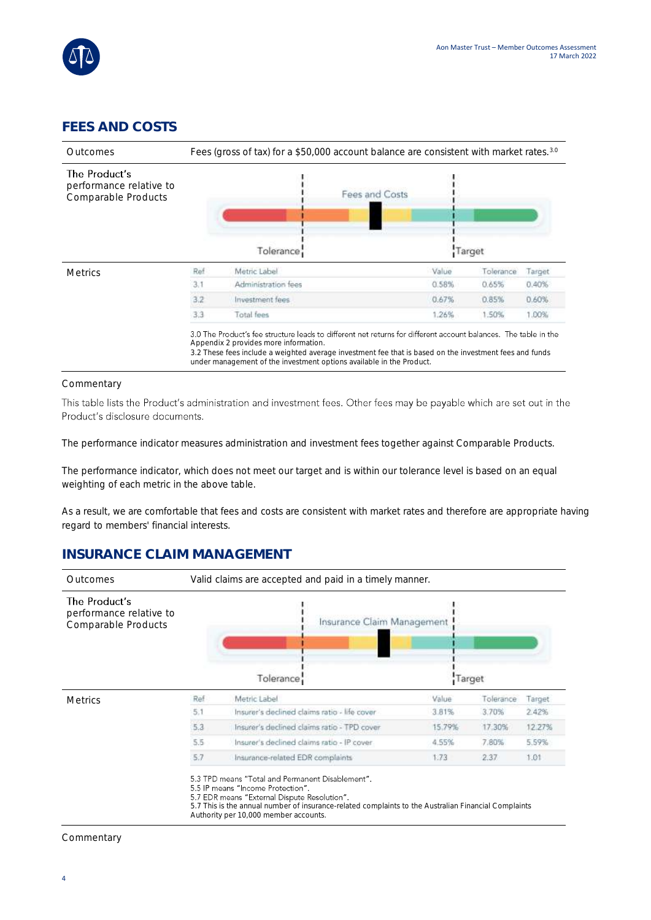## FEES AND COSTS

| Outcomes | Fees (gross of tax) for a $50,000 account balance are consistent with market rates.[3.0] |
|---|---|
| The Product's performance relative to Comparable Products | Fees and Costs — Tolerance / Target |

**Metrics**

| Ref | Metric Label | Value | Tolerance | Target |
|---|---|---|---|---|
| 3.1 | Administration fees | 0.58% | 0.65% | 0.40% |
| 3.2 | Investment fees | 0.67% | 0.85% | 0.60% |
| 3.3 | Total fees | 1.26% | 1.50% | 1.00% |

3.0 The Product's fee structure leads to different net returns for different account balances. The table in the Appendix 2 provides more information.
3.2 These fees include a weighted average investment fee that is based on the investment fees and funds under management of the investment options available in the Product.

Commentary

This table lists the Product's administration and investment fees. Other fees may be payable which are set out in the Product's disclosure documents.

The performance indicator measures administration and investment fees together against Comparable Products.

The performance indicator, which does not meet our target and is within our tolerance level is based on an equal weighting of each metric in the above table.

As a result, we are comfortable that fees and costs are consistent with market rates and therefore are appropriate having regard to members' financial interests.

## INSURANCE CLAIM MANAGEMENT

| Outcomes | Valid claims are accepted and paid in a timely manner. |
|---|---|
| The Product's performance relative to Comparable Products | Insurance Claim Management — Tolerance / Target |

**Metrics**

| Ref | Metric Label | Value | Tolerance | Target |
|---|---|---|---|---|
| 5.1 | Insurer's declined claims ratio - life cover | 3.81% | 3.70% | 2.42% |
| 5.3 | Insurer's declined claims ratio - TPD cover | 15.79% | 17.30% | 12.27% |
| 5.5 | Insurer's declined claims ratio - IP cover | 4.55% | 7.80% | 5.59% |
| 5.7 | Insurance-related EDR complaints | 1.73 | 2.37 | 1.01 |

5.3 TPD means "Total and Permanent Disablement".
5.5 IP means "Income Protection".
5.7 EDR means "External Dispute Resolution".
5.7 This is the annual number of insurance-related complaints to the Australian Financial Complaints Authority per 10,000 member accounts.

Commentary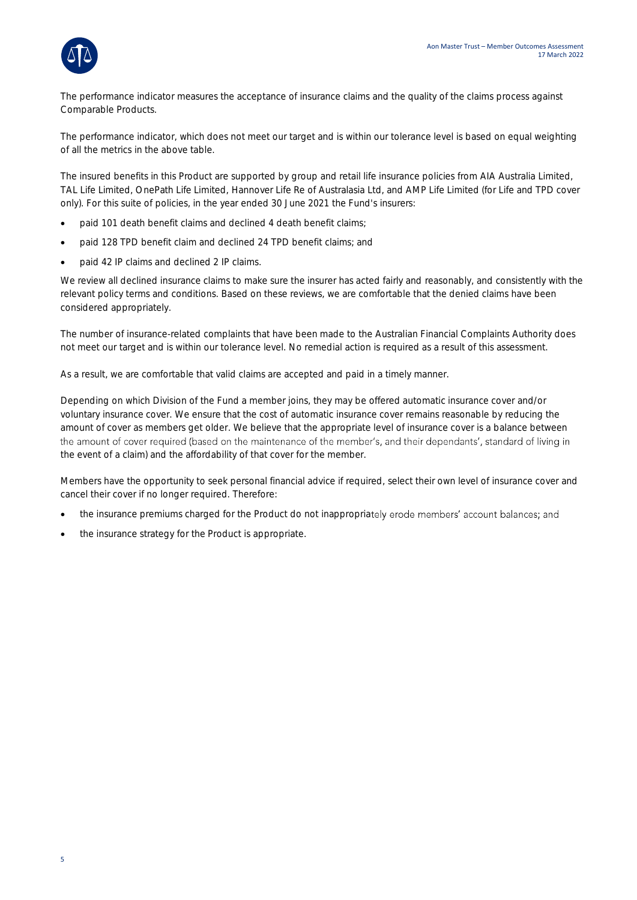The performance indicator measures the acceptance of insurance claims and the quality of the claims process against Comparable Products.

The performance indicator, which does not meet our target and is within our tolerance level is based on equal weighting of all the metrics in the above table.

The insured benefits in this Product are supported by group and retail life insurance policies from AIA Australia Limited, TAL Life Limited, OnePath Life Limited, Hannover Life Re of Australasia Ltd, and AMP Life Limited (for Life and TPD cover only). For this suite of policies, in the year ended 30 June 2021 the Fund's insurers:

- paid 101 death benefit claims and declined 4 death benefit claims;
- paid 128 TPD benefit claim and declined 24 TPD benefit claims; and
- paid 42 IP claims and declined 2 IP claims.

We review all declined insurance claims to make sure the insurer has acted fairly and reasonably, and consistently with the relevant policy terms and conditions. Based on these reviews, we are comfortable that the denied claims have been considered appropriately.

The number of insurance-related complaints that have been made to the Australian Financial Complaints Authority does not meet our target and is within our tolerance level. No remedial action is required as a result of this assessment.

As a result, we are comfortable that valid claims are accepted and paid in a timely manner.

Depending on which Division of the Fund a member joins, they may be offered automatic insurance cover and/or voluntary insurance cover. We ensure that the cost of automatic insurance cover remains reasonable by reducing the amount of cover as members get older. We believe that the appropriate level of insurance cover is a balance between the amount of cover required (based on the maintenance of the member's, and their dependants', standard of living in the event of a claim) and the affordability of that cover for the member.

Members have the opportunity to seek personal financial advice if required, select their own level of insurance cover and cancel their cover if no longer required. Therefore:

- the insurance premiums charged for the Product do not inappropriately erode members' account balances; and
- the insurance strategy for the Product is appropriate.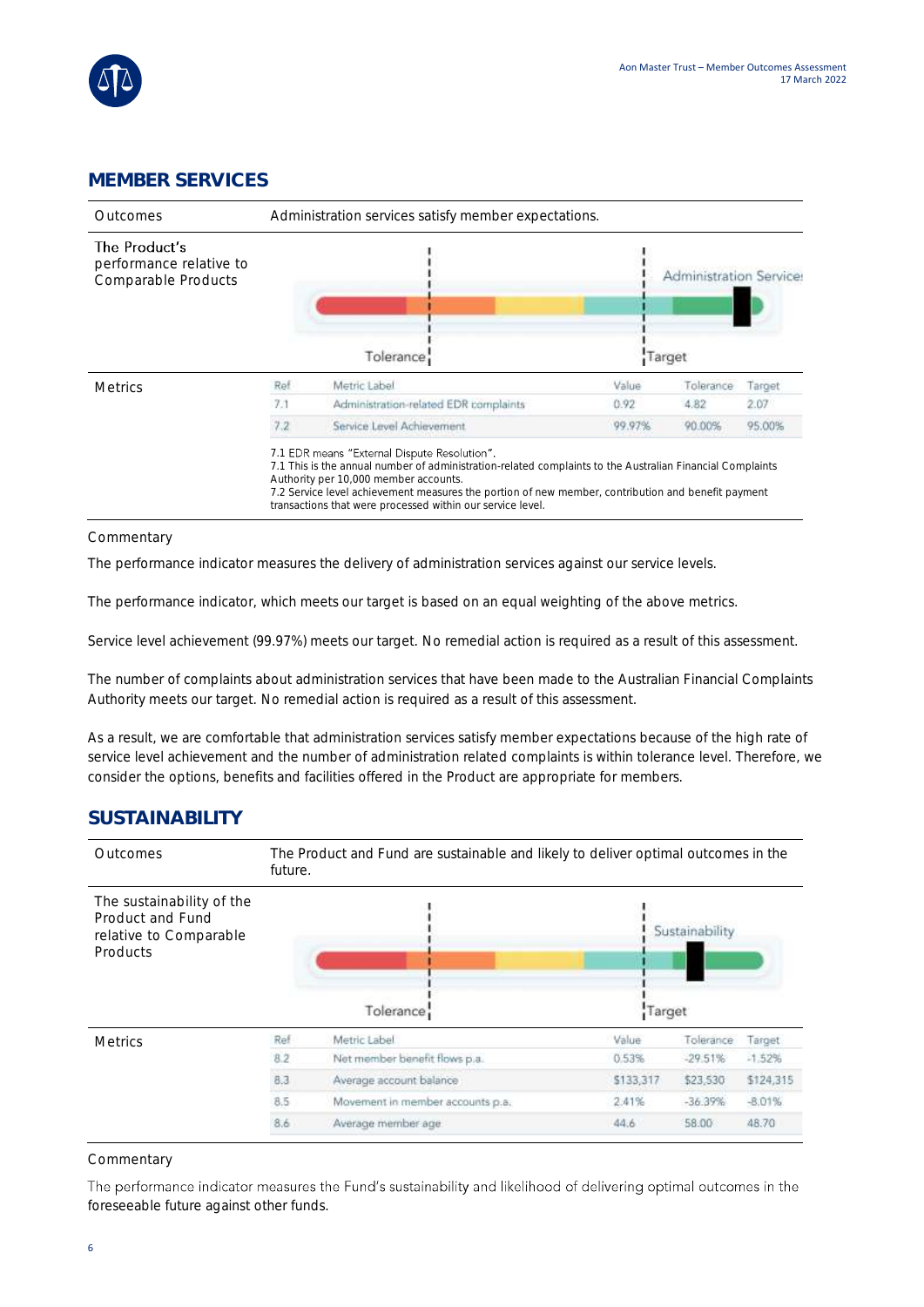## MEMBER SERVICES

| Outcomes | Administration services satisfy member expectations. |
|---|---|
| The Product's performance relative to Comparable Products | Tolerance — Target — Administration Services |

**Metrics**

| Ref | Metric Label | Value | Tolerance | Target |
|---|---|---|---|---|
| 7.1 | Administration-related EDR complaints | 0.92 | 4.82 | 2.07 |
| 7.2 | Service Level Achievement | 99.97% | 90.00% | 95.00% |

7.1 EDR means "External Dispute Resolution".
7.1 This is the annual number of administration-related complaints to the Australian Financial Complaints Authority per 10,000 member accounts.
7.2 Service level achievement measures the portion of new member, contribution and benefit payment transactions that were processed within our service level.

Commentary

The performance indicator measures the delivery of administration services against our service levels.

The performance indicator, which meets our target is based on an equal weighting of the above metrics.

Service level achievement (99.97%) meets our target. No remedial action is required as a result of this assessment.

The number of complaints about administration services that have been made to the Australian Financial Complaints Authority meets our target. No remedial action is required as a result of this assessment.

As a result, we are comfortable that administration services satisfy member expectations because of the high rate of service level achievement and the number of administration related complaints is within tolerance level. Therefore, we consider the options, benefits and facilities offered in the Product are appropriate for members.

## SUSTAINABILITY

| Outcomes | The Product and Fund are sustainable and likely to deliver optimal outcomes in the future. |
|---|---|
| The sustainability of the Product and Fund relative to Comparable Products | Tolerance — Target — Sustainability |

**Metrics**

| Ref | Metric Label | Value | Tolerance | Target |
|---|---|---|---|---|
| 8.2 | Net member benefit flows p.a. | 0.53% | -29.51% | -1.52% |
| 8.3 | Average account balance | $133,317 | $23,530 | $124,315 |
| 8.5 | Movement in member accounts p.a. | 2.41% | -36.39% | -8.01% |
| 8.6 | Average member age | 44.6 | 58.00 | 48.70 |

Commentary

The performance indicator measures the Fund's sustainability and likelihood of delivering optimal outcomes in the foreseeable future against other funds.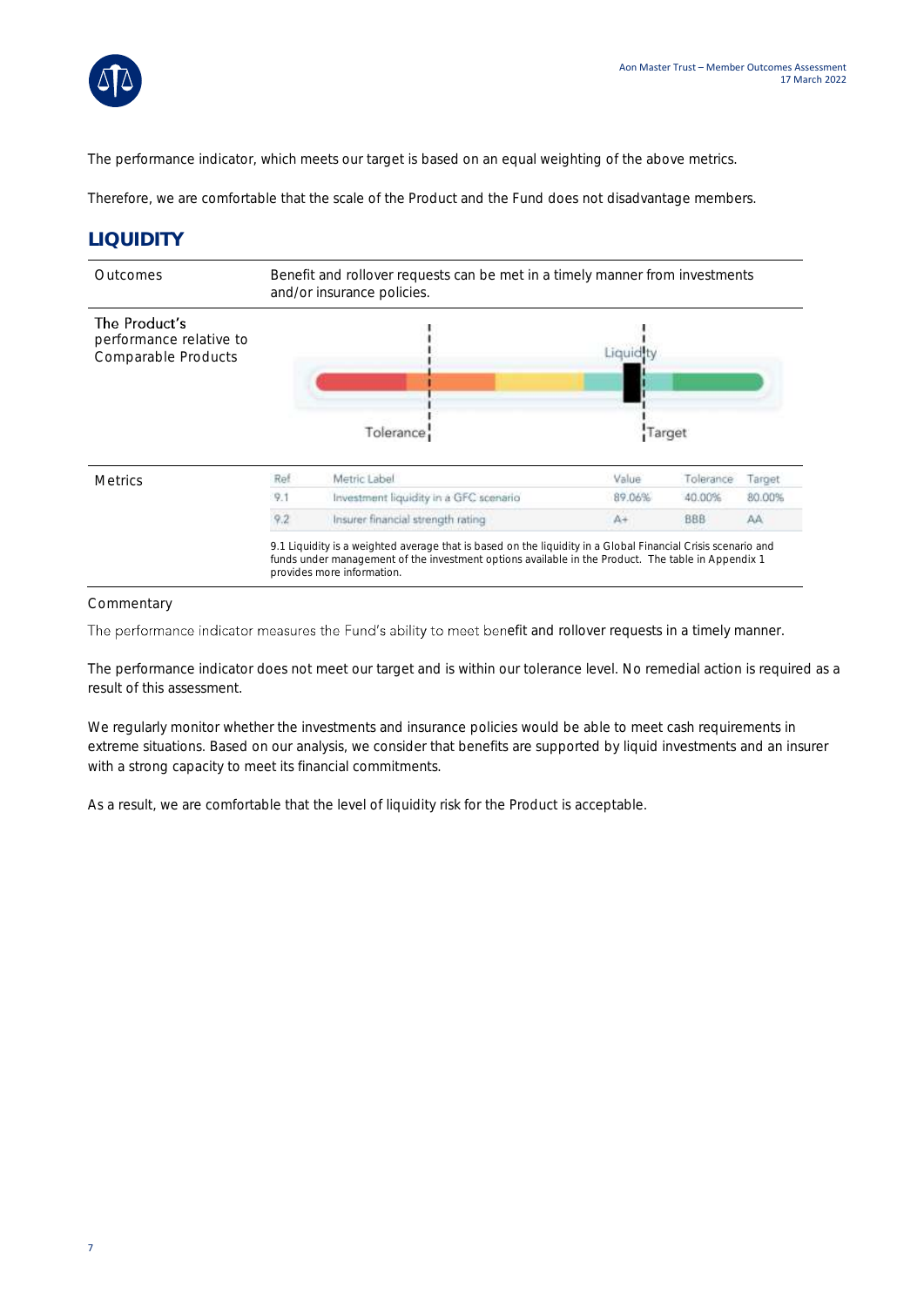The performance indicator, which meets our target is based on an equal weighting of the above metrics.

Therefore, we are comfortable that the scale of the Product and the Fund does not disadvantage members.

## LIQUIDITY

| | |
|---|---|
| Outcomes | Benefit and rollover requests can be met in a timely manner from investments and/or insurance policies. |
| The Product's performance relative to Comparable Products | Liquidity / Tolerance / Target |
| Metrics | See table below |

| Ref | Metric Label | Value | Tolerance | Target |
|---|---|---|---|---|
| 9.1 | Investment liquidity in a GFC scenario | 89.06% | 40.00% | 80.00% |
| 9.2 | Insurer financial strength rating | A+ | BBB | AA |

9.1 Liquidity is a weighted average that is based on the liquidity in a Global Financial Crisis scenario and funds under management of the investment options available in the Product. The table in Appendix 1 provides more information.

Commentary

The performance indicator measures the Fund's ability to meet benefit and rollover requests in a timely manner.

The performance indicator does not meet our target and is within our tolerance level. No remedial action is required as a result of this assessment.

We regularly monitor whether the investments and insurance policies would be able to meet cash requirements in extreme situations. Based on our analysis, we consider that benefits are supported by liquid investments and an insurer with a strong capacity to meet its financial commitments.

As a result, we are comfortable that the level of liquidity risk for the Product is acceptable.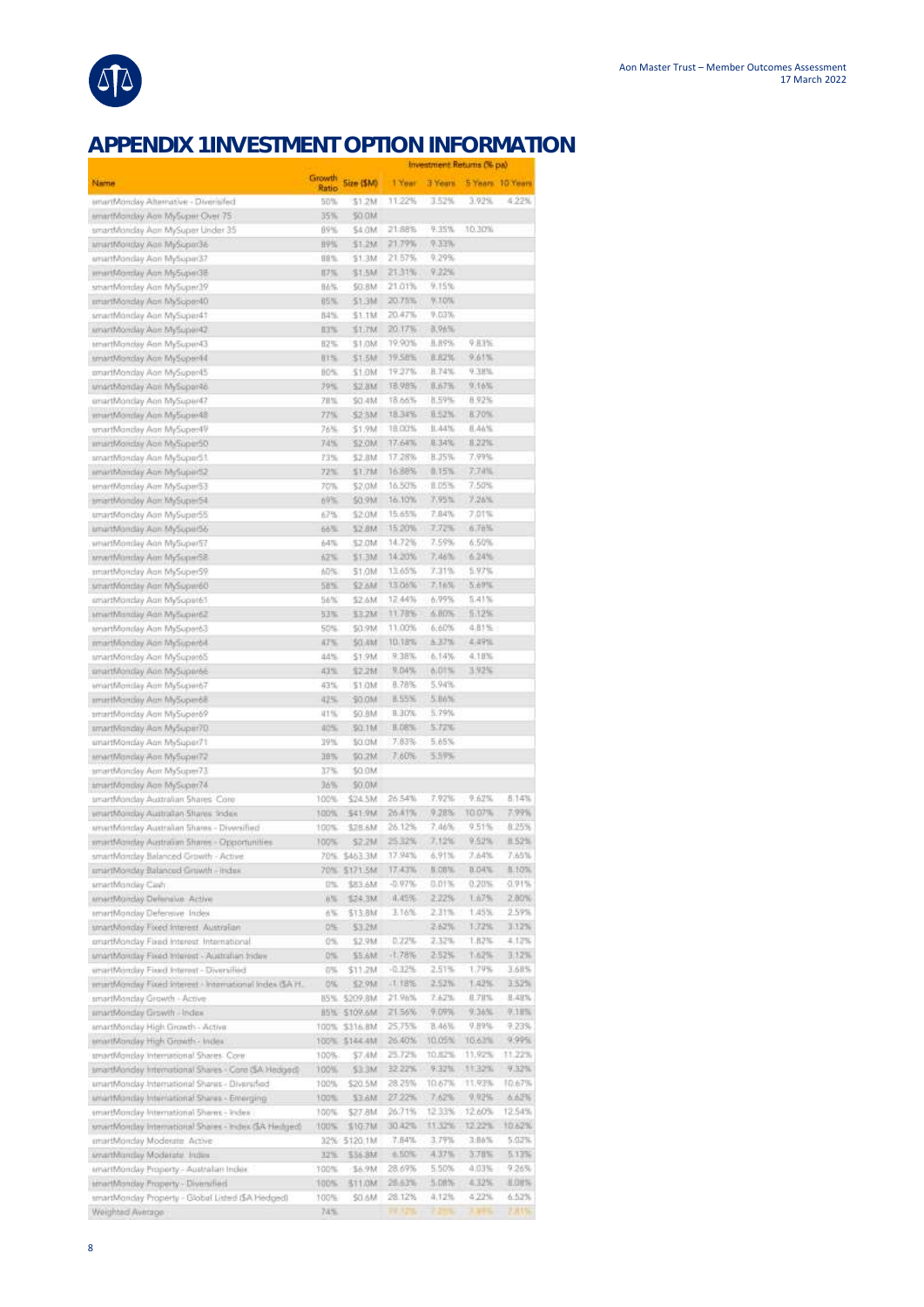# APPENDIX 1 INVESTMENT OPTION INFORMATION

| Name | Growth Ratio | Size ($M) | Investment Returns (% pa) | | | |
|---|---|---|---|---|---|---|
| | | | 1 Year | 3 Years | 5 Years | 10 Years |
| smartMonday Alternative - Diversified | 50% | $1.2M | 11.22% | 3.52% | 3.92% | 4.22% |
| smartMonday Aon MySuper Over 75 | 35% | $0.0M | | | | |
| smartMonday Aon MySuper Under 35 | 89% | $4.0M | 21.88% | 9.35% | 10.30% | |
| smartMonday Aon MySuper36 | 89% | $1.2M | 21.79% | 9.33% | | |
| smartMonday Aon MySuper37 | 88% | $1.3M | 21.57% | 9.29% | | |
| smartMonday Aon MySuper38 | 87% | $1.5M | 21.31% | 9.22% | | |
| smartMonday Aon MySuper39 | 86% | $0.8M | 21.01% | 9.15% | | |
| smartMonday Aon MySuper40 | 85% | $1.3M | 20.75% | 9.10% | | |
| smartMonday Aon MySuper41 | 84% | $1.1M | 20.47% | 9.03% | | |
| smartMonday Aon MySuper42 | 83% | $1.7M | 20.17% | 8.96% | | |
| smartMonday Aon MySuper43 | 82% | $1.0M | 19.90% | 8.89% | 9.83% | |
| smartMonday Aon MySuper44 | 81% | $1.5M | 19.58% | 8.82% | 9.61% | |
| smartMonday Aon MySuper45 | 80% | $1.0M | 19.27% | 8.74% | 9.38% | |
| smartMonday Aon MySuper46 | 79% | $2.8M | 18.98% | 8.67% | 9.16% | |
| smartMonday Aon MySuper47 | 78% | $0.4M | 18.66% | 8.59% | 8.92% | |
| smartMonday Aon MySuper48 | 77% | $2.5M | 18.34% | 8.52% | 8.70% | |
| smartMonday Aon MySuper49 | 76% | $1.9M | 18.00% | 8.44% | 8.46% | |
| smartMonday Aon MySuper50 | 74% | $2.0M | 17.64% | 8.34% | 8.22% | |
| smartMonday Aon MySuper51 | 73% | $2.8M | 17.28% | 8.25% | 7.99% | |
| smartMonday Aon MySuper52 | 72% | $1.7M | 16.88% | 8.15% | 7.74% | |
| smartMonday Aon MySuper53 | 70% | $2.0M | 16.50% | 8.05% | 7.50% | |
| smartMonday Aon MySuper54 | 69% | $0.9M | 16.10% | 7.95% | 7.26% | |
| smartMonday Aon MySuper55 | 67% | $2.0M | 15.65% | 7.84% | 7.01% | |
| smartMonday Aon MySuper56 | 66% | $2.8M | 15.20% | 7.72% | 6.76% | |
| smartMonday Aon MySuper57 | 64% | $2.0M | 14.72% | 7.59% | 6.50% | |
| smartMonday Aon MySuper58 | 62% | $1.3M | 14.20% | 7.46% | 6.24% | |
| smartMonday Aon MySuper59 | 60% | $1.0M | 13.65% | 7.31% | 5.97% | |
| smartMonday Aon MySuper60 | 58% | $2.6M | 13.06% | 7.16% | 5.69% | |
| smartMonday Aon MySuper61 | 56% | $2.6M | 12.44% | 6.99% | 5.41% | |
| smartMonday Aon MySuper62 | 53% | $3.2M | 11.78% | 6.80% | 5.12% | |
| smartMonday Aon MySuper63 | 50% | $0.9M | 11.00% | 6.60% | 4.81% | |
| smartMonday Aon MySuper64 | 47% | $0.4M | 10.18% | 6.37% | 4.49% | |
| smartMonday Aon MySuper65 | 44% | $1.9M | 9.38% | 6.14% | 4.18% | |
| smartMonday Aon MySuper66 | 43% | $2.2M | 9.04% | 6.01% | 3.92% | |
| smartMonday Aon MySuper67 | 43% | $1.0M | 8.78% | 5.94% | | |
| smartMonday Aon MySuper68 | 42% | $0.0M | 8.55% | 5.86% | | |
| smartMonday Aon MySuper69 | 41% | $0.8M | 8.30% | 5.79% | | |
| smartMonday Aon MySuper70 | 40% | $0.1M | 8.08% | 5.72% | | |
| smartMonday Aon MySuper71 | 39% | $0.0M | 7.83% | 5.65% | | |
| smartMonday Aon MySuper72 | 38% | $0.2M | 7.60% | 5.59% | | |
| smartMonday Aon MySuper73 | 37% | $0.0M | | | | |
| smartMonday Aon MySuper74 | 36% | $0.0M | | | | |
| smartMonday Australian Shares Core | 100% | $24.5M | 26.54% | 7.92% | 9.62% | 8.14% |
| smartMonday Australian Shares Index | 100% | $41.9M | 26.41% | 9.28% | 10.07% | 7.99% |
| smartMonday Australian Shares - Diversified | 100% | $28.6M | 26.12% | 7.46% | 9.51% | 8.25% |
| smartMonday Australian Shares - Opportunities | 100% | $2.2M | 25.32% | 7.12% | 9.52% | 8.52% |
| smartMonday Balanced Growth - Active | 70% | $463.3M | 17.94% | 6.91% | 7.64% | 7.65% |
| smartMonday Balanced Growth - Index | 70% | $171.5M | 17.43% | 8.08% | 8.04% | 8.10% |
| smartMonday Cash | 0% | $83.6M | -0.97% | 0.01% | 0.20% | 0.91% |
| smartMonday Defensive Active | 6% | $24.3M | 4.45% | 2.22% | 1.67% | 2.80% |
| smartMonday Defensive Index | 6% | $13.8M | 3.16% | 2.31% | 1.45% | 2.59% |
| smartMonday Fixed Interest Australian | 0% | $3.2M | | 2.62% | 1.72% | 3.12% |
| smartMonday Fixed Interest International | 0% | $2.9M | 0.22% | 2.32% | 1.82% | 4.12% |
| smartMonday Fixed Interest - Australian Index | 0% | $5.6M | -1.78% | 2.52% | 1.62% | 3.12% |
| smartMonday Fixed Interest - Diversified | 0% | $11.2M | -0.32% | 2.51% | 1.79% | 3.68% |
| smartMonday Fixed Interest - International Index ($A H... | 0% | $2.9M | -1.18% | 2.52% | 1.42% | 3.52% |
| smartMonday Growth - Active | 85% | $209.8M | 21.96% | 7.62% | 8.78% | 8.48% |
| smartMonday Growth - Index | 85% | $109.6M | 21.56% | 9.09% | 9.36% | 9.18% |
| smartMonday High Growth - Active | 100% | $316.8M | 25.75% | 8.46% | 9.89% | 9.23% |
| smartMonday High Growth - Index | 100% | $144.4M | 26.40% | 10.05% | 10.63% | 9.99% |
| smartMonday International Shares Core | 100% | $7.4M | 25.72% | 10.82% | 11.92% | 11.22% |
| smartMonday International Shares - Core ($A Hedged) | 100% | $3.3M | 32.22% | 9.32% | 11.32% | 9.32% |
| smartMonday International Shares - Diversified | 100% | $20.5M | 28.25% | 10.67% | 11.93% | 10.67% |
| smartMonday International Shares - Emerging | 100% | $3.6M | 27.22% | 7.62% | 9.92% | 6.62% |
| smartMonday International Shares - Index | 100% | $27.8M | 26.71% | 12.33% | 12.60% | 12.54% |
| smartMonday International Shares - Index ($A Hedged) | 100% | $10.7M | 30.42% | 11.32% | 12.22% | 10.62% |
| smartMonday Moderate Active | 32% | $120.1M | 7.84% | 3.79% | 3.86% | 5.02% |
| smartMonday Moderate Index | 32% | $36.8M | 6.50% | 4.37% | 3.78% | 5.13% |
| smartMonday Property - Australian Index | 100% | $6.9M | 28.69% | 5.50% | 4.03% | 9.26% |
| smartMonday Property - Diversified | 100% | $11.0M | 28.63% | 5.08% | 4.32% | 8.08% |
| smartMonday Property - Global Listed ($A Hedged) | 100% | $0.6M | 28.12% | 4.12% | 4.22% | 6.52% |
| Weighted Average | 74% | | 19.12% | 7.25% | 7.89% | 7.81% |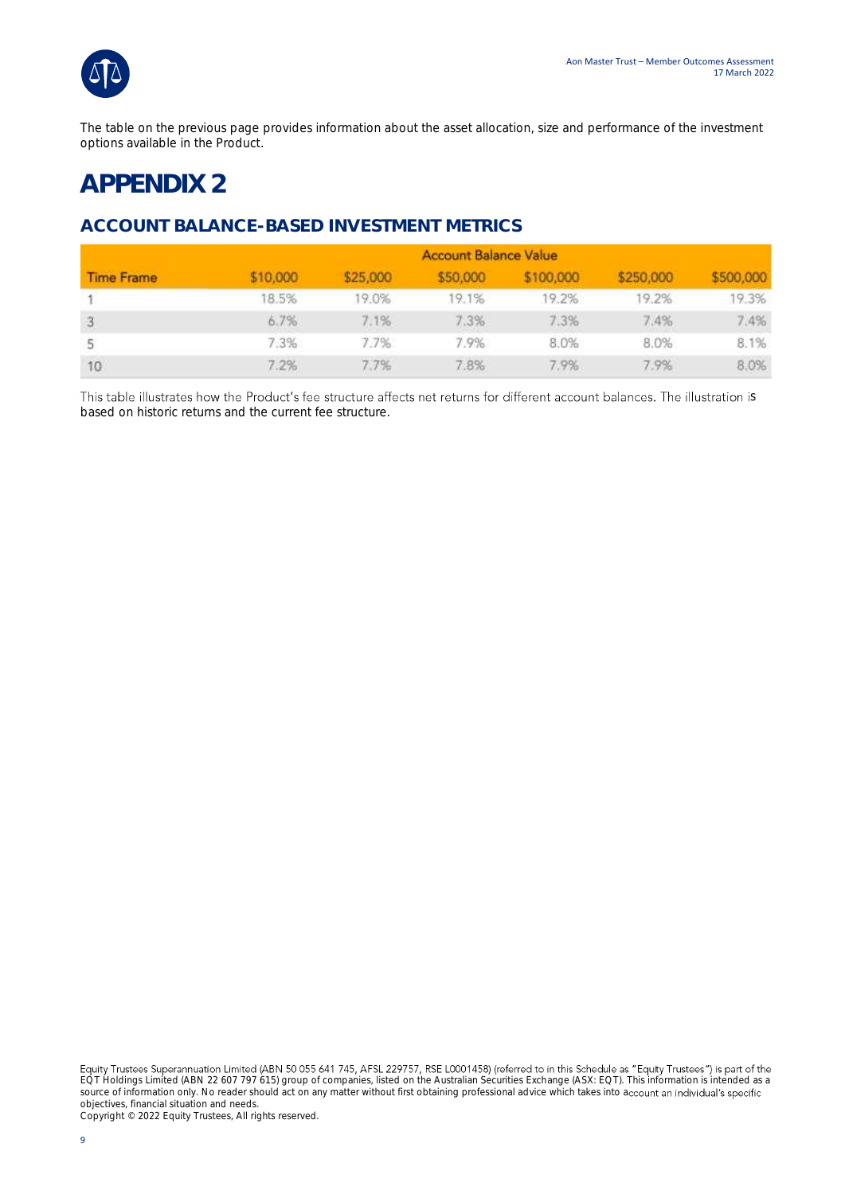The table on the previous page provides information about the asset allocation, size and performance of the investment options available in the Product.

# APPENDIX 2

## ACCOUNT BALANCE-BASED INVESTMENT METRICS

| | Account Balance Value | | | | | |
|---|---|---|---|---|---|---|
| Time Frame | $10,000 | $25,000 | $50,000 | $100,000 | $250,000 | $500,000 |
| 1 | 18.5% | 19.0% | 19.1% | 19.2% | 19.2% | 19.3% |
| 3 | 6.7% | 7.1% | 7.3% | 7.3% | 7.4% | 7.4% |
| 5 | 7.3% | 7.7% | 7.9% | 8.0% | 8.0% | 8.1% |
| 10 | 7.2% | 7.7% | 7.8% | 7.9% | 7.9% | 8.0% |

This table illustrates how the Product's fee structure affects net returns for different account balances. The illustration is based on historic returns and the current fee structure.

Equity Trustees Superannuation Limited (ABN 50 055 641 745, AFSL 229757, RSE L0001458) (referred to in this Schedule as "Equity Trustees") is part of the EQT Holdings Limited (ABN 22 607 797 615) group of companies, listed on the Australian Securities Exchange (ASX: EQT). This information is intended as a source of information only. No reader should act on any matter without first obtaining professional advice which takes into account an individual's specific objectives, financial situation and needs.
Copyright © 2022 Equity Trustees, All rights reserved.